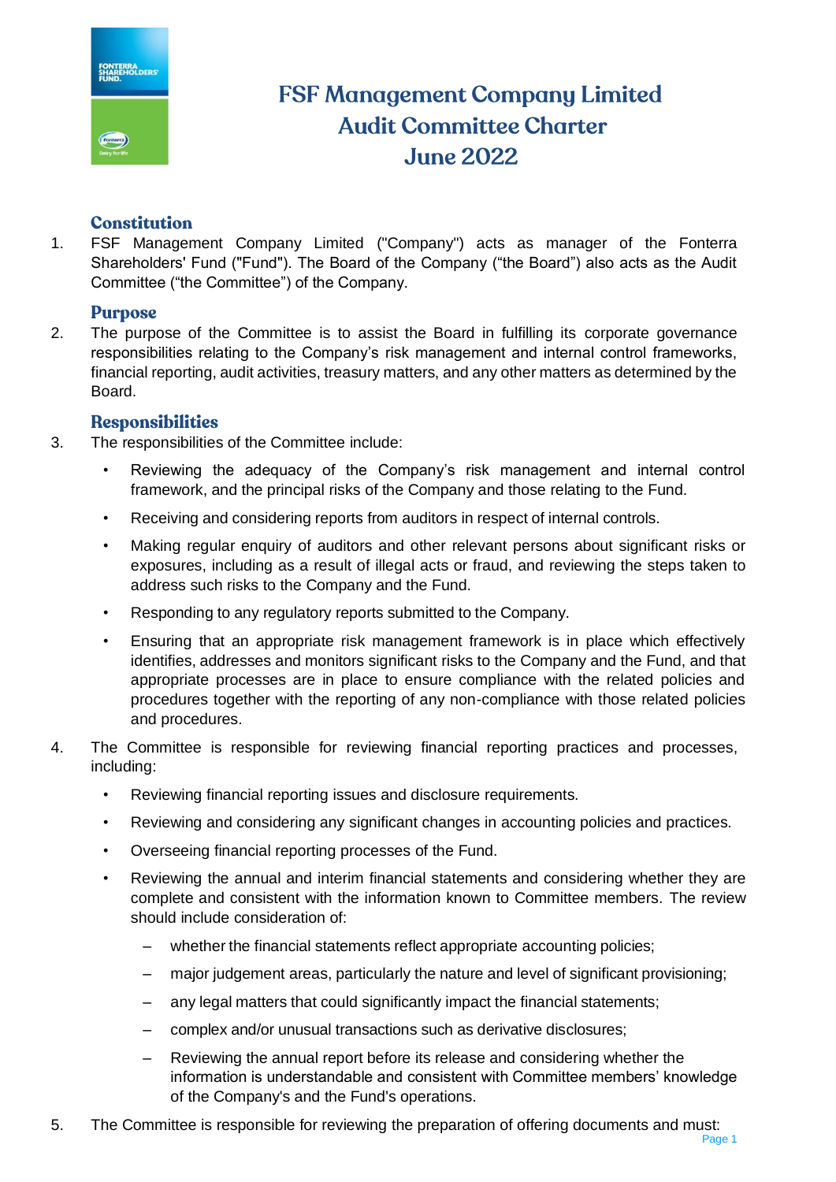# FSF Management Company Limited
# Audit Committee Charter
# June 2022

## Constitution

1. FSF Management Company Limited ("Company") acts as manager of the Fonterra Shareholders' Fund ("Fund"). The Board of the Company ("the Board") also acts as the Audit Committee ("the Committee") of the Company.

## Purpose

2. The purpose of the Committee is to assist the Board in fulfilling its corporate governance responsibilities relating to the Company's risk management and internal control frameworks, financial reporting, audit activities, treasury matters, and any other matters as determined by the Board.

## Responsibilities

3. The responsibilities of the Committee include:
   - Reviewing the adequacy of the Company's risk management and internal control framework, and the principal risks of the Company and those relating to the Fund.
   - Receiving and considering reports from auditors in respect of internal controls.
   - Making regular enquiry of auditors and other relevant persons about significant risks or exposures, including as a result of illegal acts or fraud, and reviewing the steps taken to address such risks to the Company and the Fund.
   - Responding to any regulatory reports submitted to the Company.
   - Ensuring that an appropriate risk management framework is in place which effectively identifies, addresses and monitors significant risks to the Company and the Fund, and that appropriate processes are in place to ensure compliance with the related policies and procedures together with the reporting of any non-compliance with those related policies and procedures.

4. The Committee is responsible for reviewing financial reporting practices and processes, including:
   - Reviewing financial reporting issues and disclosure requirements.
   - Reviewing and considering any significant changes in accounting policies and practices.
   - Overseeing financial reporting processes of the Fund.
   - Reviewing the annual and interim financial statements and considering whether they are complete and consistent with the information known to Committee members. The review should include consideration of:
     - whether the financial statements reflect appropriate accounting policies;
     - major judgement areas, particularly the nature and level of significant provisioning;
     - any legal matters that could significantly impact the financial statements;
     - complex and/or unusual transactions such as derivative disclosures;
     - Reviewing the annual report before its release and considering whether the information is understandable and consistent with Committee members' knowledge of the Company's and the Fund's operations.

5. The Committee is responsible for reviewing the preparation of offering documents and must: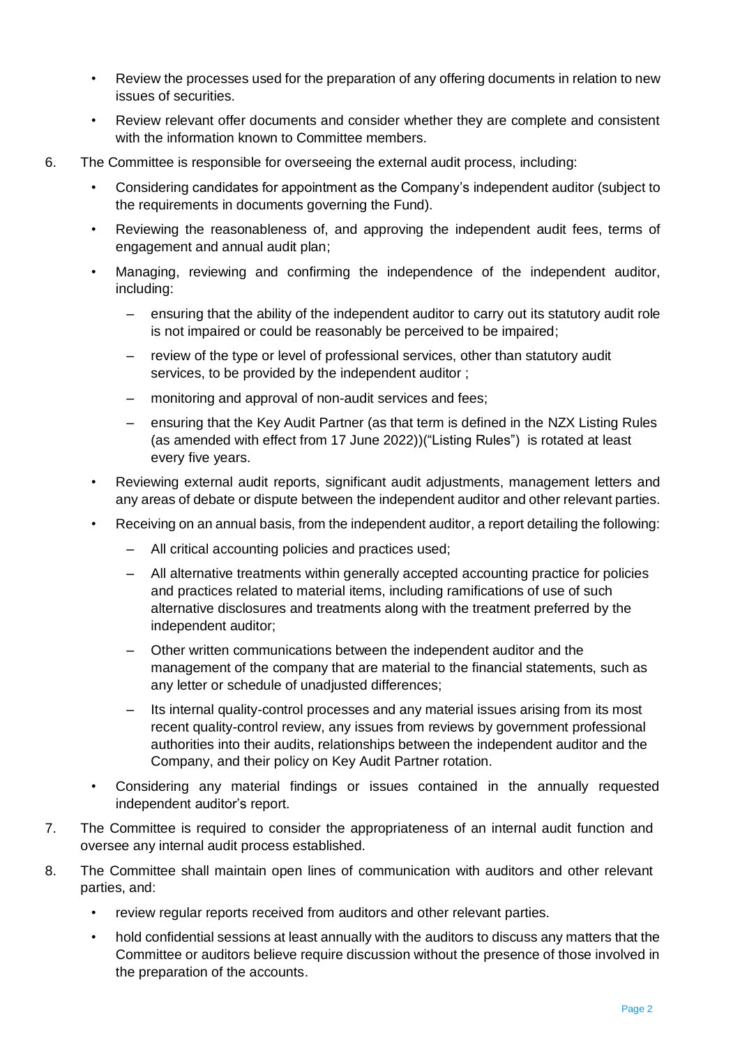- Review the processes used for the preparation of any offering documents in relation to new issues of securities.
- Review relevant offer documents and consider whether they are complete and consistent with the information known to Committee members.

6. The Committee is responsible for overseeing the external audit process, including:
   - Considering candidates for appointment as the Company's independent auditor (subject to the requirements in documents governing the Fund).
   - Reviewing the reasonableness of, and approving the independent audit fees, terms of engagement and annual audit plan;
   - Managing, reviewing and confirming the independence of the independent auditor, including:
     - ensuring that the ability of the independent auditor to carry out its statutory audit role is not impaired or could be reasonably be perceived to be impaired;
     - review of the type or level of professional services, other than statutory audit services, to be provided by the independent auditor ;
     - monitoring and approval of non-audit services and fees;
     - ensuring that the Key Audit Partner (as that term is defined in the NZX Listing Rules (as amended with effect from 17 June 2022))("Listing Rules") is rotated at least every five years.
   - Reviewing external audit reports, significant audit adjustments, management letters and any areas of debate or dispute between the independent auditor and other relevant parties.
   - Receiving on an annual basis, from the independent auditor, a report detailing the following:
     - All critical accounting policies and practices used;
     - All alternative treatments within generally accepted accounting practice for policies and practices related to material items, including ramifications of use of such alternative disclosures and treatments along with the treatment preferred by the independent auditor;
     - Other written communications between the independent auditor and the management of the company that are material to the financial statements, such as any letter or schedule of unadjusted differences;
     - Its internal quality-control processes and any material issues arising from its most recent quality-control review, any issues from reviews by government professional authorities into their audits, relationships between the independent auditor and the Company, and their policy on Key Audit Partner rotation.
   - Considering any material findings or issues contained in the annually requested independent auditor's report.

7. The Committee is required to consider the appropriateness of an internal audit function and oversee any internal audit process established.

8. The Committee shall maintain open lines of communication with auditors and other relevant parties, and:
   - review regular reports received from auditors and other relevant parties.
   - hold confidential sessions at least annually with the auditors to discuss any matters that the Committee or auditors believe require discussion without the presence of those involved in the preparation of the accounts.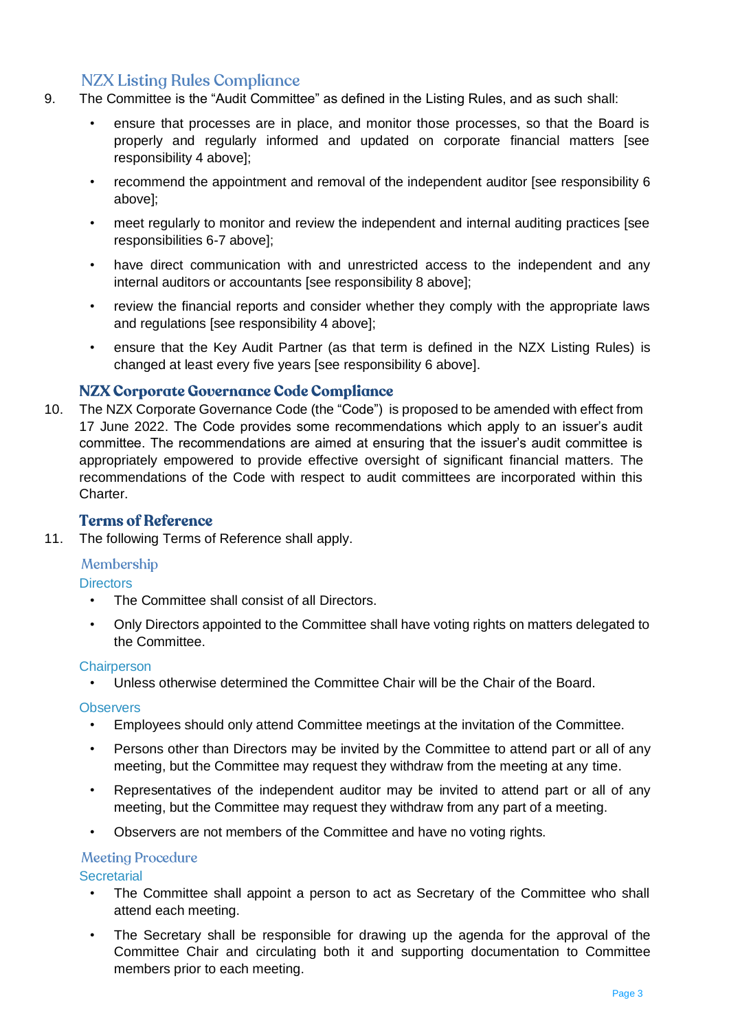## NZX Listing Rules Compliance

9. The Committee is the "Audit Committee" as defined in the Listing Rules, and as such shall:

   - ensure that processes are in place, and monitor those processes, so that the Board is properly and regularly informed and updated on corporate financial matters [see responsibility 4 above];
   - recommend the appointment and removal of the independent auditor [see responsibility 6 above];
   - meet regularly to monitor and review the independent and internal auditing practices [see responsibilities 6-7 above];
   - have direct communication with and unrestricted access to the independent and any internal auditors or accountants [see responsibility 8 above];
   - review the financial reports and consider whether they comply with the appropriate laws and regulations [see responsibility 4 above];
   - ensure that the Key Audit Partner (as that term is defined in the NZX Listing Rules) is changed at least every five years [see responsibility 6 above].

## NZX Corporate Governance Code Compliance

10. The NZX Corporate Governance Code (the "Code") is proposed to be amended with effect from 17 June 2022. The Code provides some recommendations which apply to an issuer's audit committee. The recommendations are aimed at ensuring that the issuer's audit committee is appropriately empowered to provide effective oversight of significant financial matters. The recommendations of the Code with respect to audit committees are incorporated within this Charter.

## Terms of Reference

11. The following Terms of Reference shall apply.

### Membership

#### Directors

- The Committee shall consist of all Directors.
- Only Directors appointed to the Committee shall have voting rights on matters delegated to the Committee.

#### Chairperson

- Unless otherwise determined the Committee Chair will be the Chair of the Board.

#### Observers

- Employees should only attend Committee meetings at the invitation of the Committee.
- Persons other than Directors may be invited by the Committee to attend part or all of any meeting, but the Committee may request they withdraw from the meeting at any time.
- Representatives of the independent auditor may be invited to attend part or all of any meeting, but the Committee may request they withdraw from any part of a meeting.
- Observers are not members of the Committee and have no voting rights.

### Meeting Procedure

#### Secretarial

- The Committee shall appoint a person to act as Secretary of the Committee who shall attend each meeting.
- The Secretary shall be responsible for drawing up the agenda for the approval of the Committee Chair and circulating both it and supporting documentation to Committee members prior to each meeting.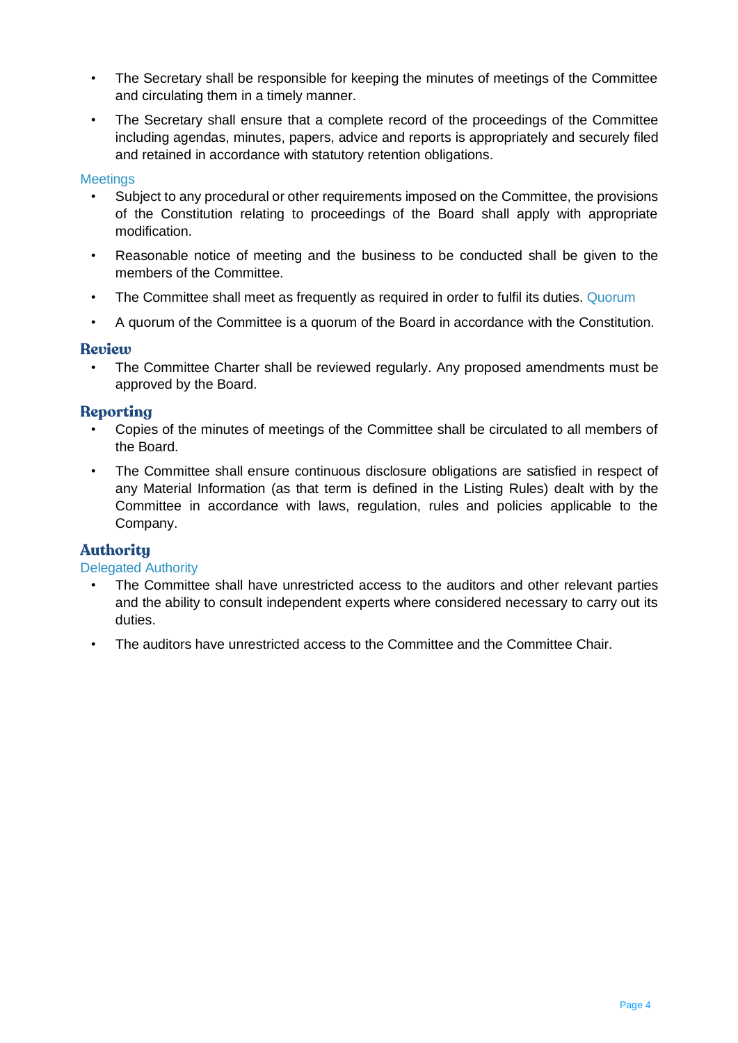- The Secretary shall be responsible for keeping the minutes of meetings of the Committee and circulating them in a timely manner.
- The Secretary shall ensure that a complete record of the proceedings of the Committee including agendas, minutes, papers, advice and reports is appropriately and securely filed and retained in accordance with statutory retention obligations.

### Meetings

- Subject to any procedural or other requirements imposed on the Committee, the provisions of the Constitution relating to proceedings of the Board shall apply with appropriate modification.
- Reasonable notice of meeting and the business to be conducted shall be given to the members of the Committee.
- The Committee shall meet as frequently as required in order to fulfil its duties.

### Quorum

- A quorum of the Committee is a quorum of the Board in accordance with the Constitution.

## Review

- The Committee Charter shall be reviewed regularly. Any proposed amendments must be approved by the Board.

## Reporting

- Copies of the minutes of meetings of the Committee shall be circulated to all members of the Board.
- The Committee shall ensure continuous disclosure obligations are satisfied in respect of any Material Information (as that term is defined in the Listing Rules) dealt with by the Committee in accordance with laws, regulation, rules and policies applicable to the Company.

## Authority

### Delegated Authority

- The Committee shall have unrestricted access to the auditors and other relevant parties and the ability to consult independent experts where considered necessary to carry out its duties.
- The auditors have unrestricted access to the Committee and the Committee Chair.